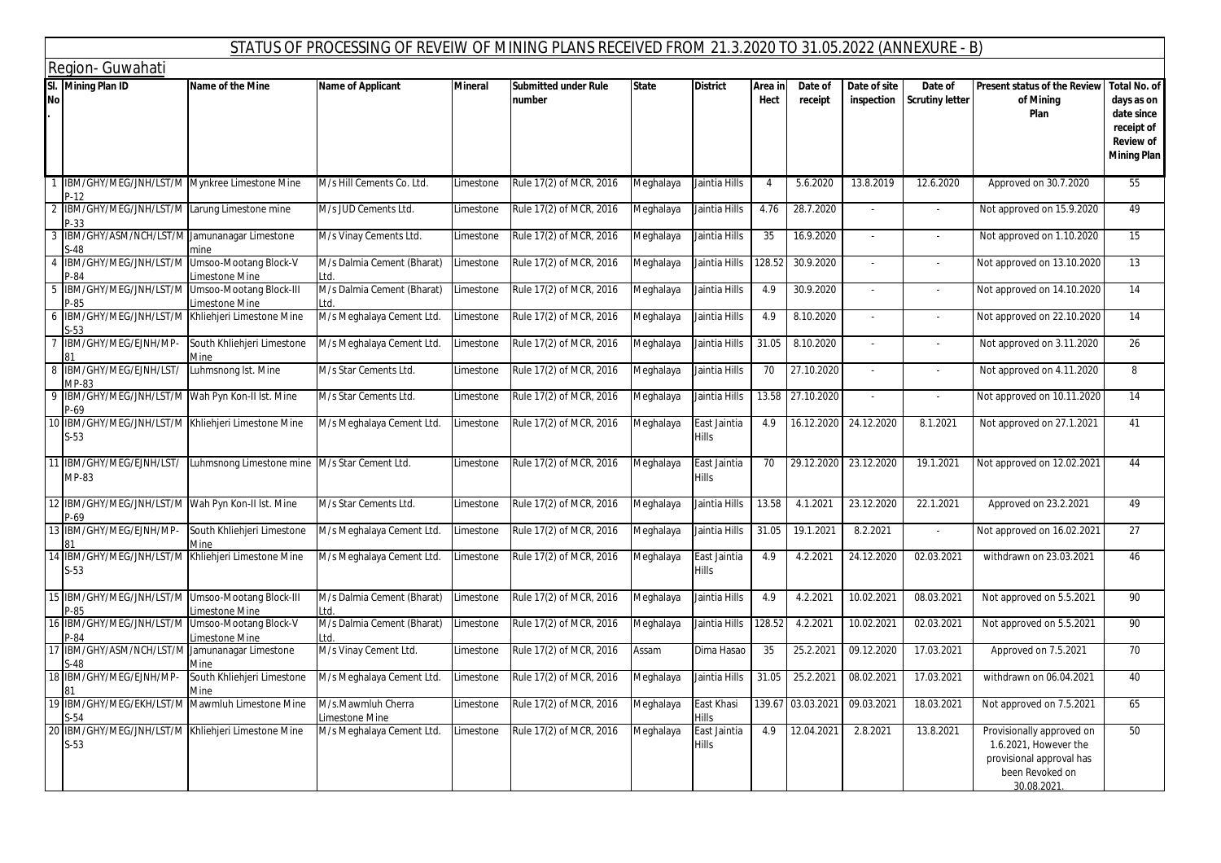## STATUS OF PROCESSING OF REVEIW OF MINING PLANS RECEIVED FROM 21.3.2020 TO 31.05.2022 (ANNEXURE - B)

### Region- Guwahati

| Sl. No. | Mining Plan ID | Name of the Mine | Name of Applicant | Mineral | Submitted under Rule number | State | District | Area in Hect | Date of receipt | Date of site inspection | Date of Scrutiny letter | Present status of the Review of Mining Plan | Total No. of days as on date since receipt of Review of Mining Plan |
|---|---|---|---|---|---|---|---|---|---|---|---|---|---|
| 1 | IBM/GHY/MEG/JNH/LST/MP-12 | Mynkree Limestone Mine | M/s Hill Cements Co. Ltd. | Limestone | Rule 17(2) of MCR, 2016 | Meghalaya | Jaintia Hills | 4 | 5.6.2020 | 13.8.2019 | 12.6.2020 | Approved on 30.7.2020 | 55 |
| 2 | IBM/GHY/MEG/JNH/LST/MP-33 | Larung Limestone mine | M/s JUD Cements Ltd. | Limestone | Rule 17(2) of MCR, 2016 | Meghalaya | Jaintia Hills | 4.76 | 28.7.2020 | - | - | Not approved on 15.9.2020 | 49 |
| 3 | IBM/GHY/ASM/NCH/LST/MS-48 | Jamunanagar Limestone mine | M/s Vinay Cements Ltd. | Limestone | Rule 17(2) of MCR, 2016 | Meghalaya | Jaintia Hills | 35 | 16.9.2020 | - | - | Not approved on 1.10.2020 | 15 |
| 4 | IBM/GHY/MEG/JNH/LST/MP-84 | Umsoo-Mootang Block-V Limestone Mine | M/s Dalmia Cement (Bharat) Ltd. | Limestone | Rule 17(2) of MCR, 2016 | Meghalaya | Jaintia Hills | 128.52 | 30.9.2020 | - | - | Not approved on 13.10.2020 | 13 |
| 5 | IBM/GHY/MEG/JNH/LST/MP-85 | Umsoo-Mootang Block-III Limestone Mine | M/s Dalmia Cement (Bharat) Ltd. | Limestone | Rule 17(2) of MCR, 2016 | Meghalaya | Jaintia Hills | 4.9 | 30.9.2020 | - | - | Not approved on 14.10.2020 | 14 |
| 6 | IBM/GHY/MEG/JNH/LST/MS-53 | Khliehjeri Limestone Mine | M/s Meghalaya Cement Ltd. | Limestone | Rule 17(2) of MCR, 2016 | Meghalaya | Jaintia Hills | 4.9 | 8.10.2020 | - | - | Not approved on 22.10.2020 | 14 |
| 7 | IBM/GHY/MEG/EJNH/MP-81 | South Khliehjeri Limestone Mine | M/s Meghalaya Cement Ltd. | Limestone | Rule 17(2) of MCR, 2016 | Meghalaya | Jaintia Hills | 31.05 | 8.10.2020 | - | - | Not approved on 3.11.2020 | 26 |
| 8 | IBM/GHY/MEG/EJNH/LST/MP-83 | Luhmsnong lst. Mine | M/s Star Cements Ltd. | Limestone | Rule 17(2) of MCR, 2016 | Meghalaya | Jaintia Hills | 70 | 27.10.2020 | - | - | Not approved on 4.11.2020 | 8 |
| 9 | IBM/GHY/MEG/JNH/LST/MP-69 | Wah Pyn Kon-II lst. Mine | M/s Star Cements Ltd. | Limestone | Rule 17(2) of MCR, 2016 | Meghalaya | Jaintia Hills | 13.58 | 27.10.2020 | - | - | Not approved on 10.11.2020 | 14 |
| 10 | IBM/GHY/MEG/JNH/LST/MS-53 | Khliehjeri Limestone Mine | M/s Meghalaya Cement Ltd. | Limestone | Rule 17(2) of MCR, 2016 | Meghalaya | East Jaintia Hills | 4.9 | 16.12.2020 | 24.12.2020 | 8.1.2021 | Not approved on 27.1.2021 | 41 |
| 11 | IBM/GHY/MEG/EJNH/LST/MP-83 | Luhmsnong Limestone mine | M/s Star Cement Ltd. | Limestone | Rule 17(2) of MCR, 2016 | Meghalaya | East Jaintia Hills | 70 | 29.12.2020 | 23.12.2020 | 19.1.2021 | Not approved on 12.02.2021 | 44 |
| 12 | IBM/GHY/MEG/JNH/LST/MP-69 | Wah Pyn Kon-II lst. Mine | M/s Star Cements Ltd. | Limestone | Rule 17(2) of MCR, 2016 | Meghalaya | Jaintia Hills | 13.58 | 4.1.2021 | 23.12.2020 | 22.1.2021 | Approved on 23.2.2021 | 49 |
| 13 | IBM/GHY/MEG/EJNH/MP-81 | South Khliehjeri Limestone Mine | M/s Meghalaya Cement Ltd. | Limestone | Rule 17(2) of MCR, 2016 | Meghalaya | Jaintia Hills | 31.05 | 19.1.2021 | 8.2.2021 | - | Not approved on 16.02.2021 | 27 |
| 14 | IBM/GHY/MEG/JNH/LST/MS-53 | Khliehjeri Limestone Mine | M/s Meghalaya Cement Ltd. | Limestone | Rule 17(2) of MCR, 2016 | Meghalaya | East Jaintia Hills | 4.9 | 4.2.2021 | 24.12.2020 | 02.03.2021 | withdrawn on 23.03.2021 | 46 |
| 15 | IBM/GHY/MEG/JNH/LST/MP-85 | Umsoo-Mootang Block-III Limestone Mine | M/s Dalmia Cement (Bharat) Ltd. | Limestone | Rule 17(2) of MCR, 2016 | Meghalaya | Jaintia Hills | 4.9 | 4.2.2021 | 10.02.2021 | 08.03.2021 | Not approved on 5.5.2021 | 90 |
| 16 | IBM/GHY/MEG/JNH/LST/MP-84 | Umsoo-Mootang Block-V Limestone Mine | M/s Dalmia Cement (Bharat) Ltd. | Limestone | Rule 17(2) of MCR, 2016 | Meghalaya | Jaintia Hills | 128.52 | 4.2.2021 | 10.02.2021 | 02.03.2021 | Not approved on 5.5.2021 | 90 |
| 17 | IBM/GHY/ASM/NCH/LST/MS-48 | Jamunanagar Limestone Mine | M/s Vinay Cement Ltd. | Limestone | Rule 17(2) of MCR, 2016 | Assam | Dima Hasao | 35 | 25.2.2021 | 09.12.2020 | 17.03.2021 | Approved on 7.5.2021 | 70 |
| 18 | IBM/GHY/MEG/EJNH/MP-81 | South Khliehjeri Limestone Mine | M/s Meghalaya Cement Ltd. | Limestone | Rule 17(2) of MCR, 2016 | Meghalaya | Jaintia Hills | 31.05 | 25.2.2021 | 08.02.2021 | 17.03.2021 | withdrawn on 06.04.2021 | 40 |
| 19 | IBM/GHY/MEG/EKH/LST/MS-54 | Mawmluh Limestone Mine | M/s.Mawmluh Cherra Limestone Mine | Limestone | Rule 17(2) of MCR, 2016 | Meghalaya | East Khasi Hills | 139.67 | 03.03.2021 | 09.03.2021 | 18.03.2021 | Not approved on 7.5.2021 | 65 |
| 20 | IBM/GHY/MEG/JNH/LST/MS-53 | Khliehjeri Limestone Mine | M/s Meghalaya Cement Ltd. | Limestone | Rule 17(2) of MCR, 2016 | Meghalaya | East Jaintia Hills | 4.9 | 12.04.2021 | 2.8.2021 | 13.8.2021 | Provisionally approved on 1.6.2021, However the provisional approval has been Revoked on 30.08.2021. | 50 |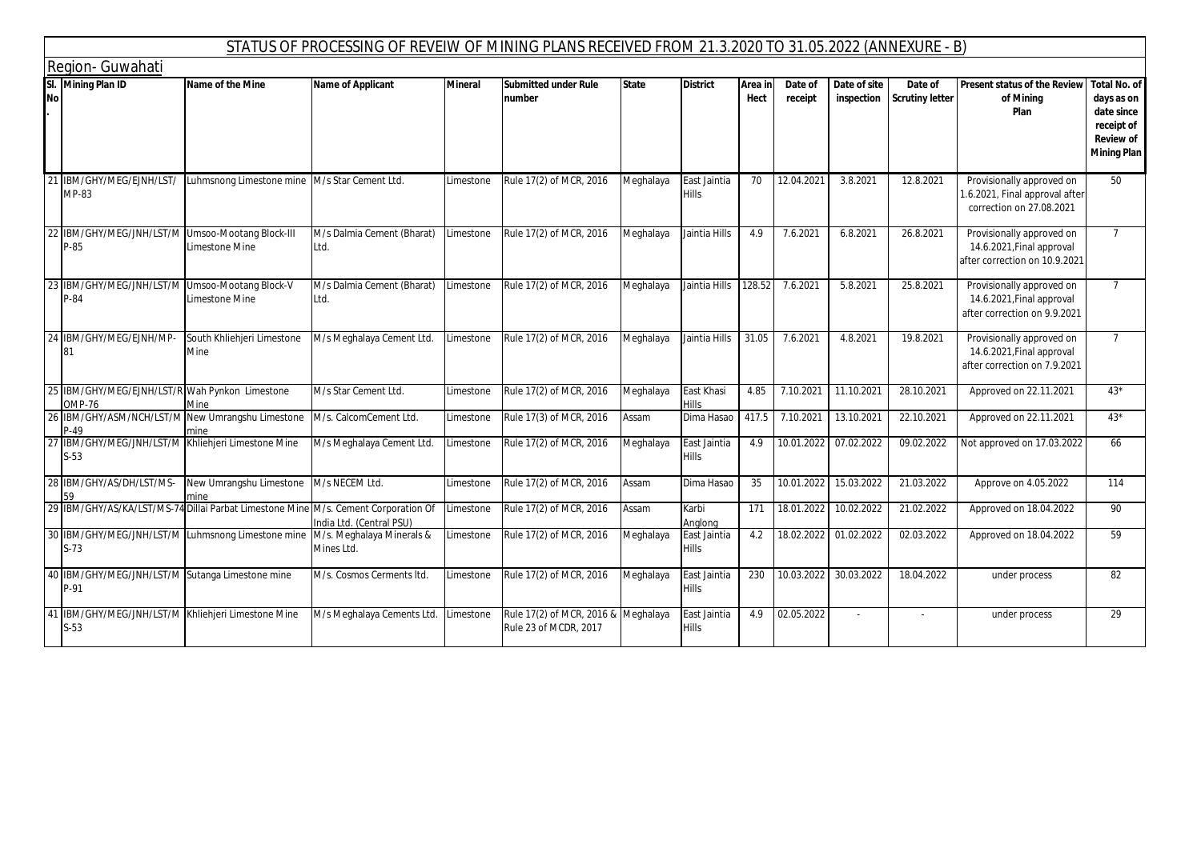## STATUS OF PROCESSING OF REVEIW OF MINING PLANS RECEIVED FROM 21.3.2020 TO 31.05.2022 (ANNEXURE - B)

### Region- Guwahati

| Sl. No. | Mining Plan ID | Name of the Mine | Name of Applicant | Mineral | Submitted under Rule number | State | District | Area in Hect | Date of receipt | Date of site inspection | Date of Scrutiny letter | Present status of the Review of Mining Plan | Total No. of days as on date since receipt of Review of Mining Plan |
|---|---|---|---|---|---|---|---|---|---|---|---|---|---|
| 21 | IBM/GHY/MEG/EJNH/LST/MP-83 | Luhmsnong Limestone mine | M/s Star Cement Ltd. | Limestone | Rule 17(2) of MCR, 2016 | Meghalaya | East Jaintia Hills | 70 | 12.04.2021 | 3.8.2021 | 12.8.2021 | Provisionally approved on 1.6.2021, Final approval after correction on 27.08.2021 | 50 |
| 22 | IBM/GHY/MEG/JNH/LST/MP-85 | Umsoo-Mootang Block-III Limestone Mine | M/s Dalmia Cement (Bharat) Ltd. | Limestone | Rule 17(2) of MCR, 2016 | Meghalaya | Jaintia Hills | 4.9 | 7.6.2021 | 6.8.2021 | 26.8.2021 | Provisionally approved on 14.6.2021,Final approval after correction on 10.9.2021 | 7 |
| 23 | IBM/GHY/MEG/JNH/LST/MP-84 | Umsoo-Mootang Block-V Limestone Mine | M/s Dalmia Cement (Bharat) Ltd. | Limestone | Rule 17(2) of MCR, 2016 | Meghalaya | Jaintia Hills | 128.52 | 7.6.2021 | 5.8.2021 | 25.8.2021 | Provisionally approved on 14.6.2021,Final approval after correction on 9.9.2021 | 7 |
| 24 | IBM/GHY/MEG/EJNH/MP-81 | South Khliehjeri Limestone Mine | M/s Meghalaya Cement Ltd. | Limestone | Rule 17(2) of MCR, 2016 | Meghalaya | Jaintia Hills | 31.05 | 7.6.2021 | 4.8.2021 | 19.8.2021 | Provisionally approved on 14.6.2021,Final approval after correction on 7.9.2021 | 7 |
| 25 | IBM/GHY/MEG/EJNH/LST/ROMP-76 | Wah Pynkon Limestone Mine | M/s Star Cement Ltd. | Limestone | Rule 17(2) of MCR, 2016 | Meghalaya | East Khasi Hills | 4.85 | 7.10.2021 | 11.10.2021 | 28.10.2021 | Approved on 22.11.2021 | 43* |
| 26 | IBM/GHY/ASM/NCH/LST/MP-49 | New Umrangshu Limestone mine | M/s. CalcomCement Ltd. | Limestone | Rule 17(3) of MCR, 2016 | Assam | Dima Hasao | 417.5 | 7.10.2021 | 13.10.2021 | 22.10.2021 | Approved on 22.11.2021 | 43* |
| 27 | IBM/GHY/MEG/JNH/LST/MS-53 | Khliehjeri Limestone Mine | M/s Meghalaya Cement Ltd. | Limestone | Rule 17(2) of MCR, 2016 | Meghalaya | East Jaintia Hills | 4.9 | 10.01.2022 | 07.02.2022 | 09.02.2022 | Not approved on 17.03.2022 | 66 |
| 28 | IBM/GHY/AS/DH/LST/MS-59 | New Umrangshu Limestone mine | M/s NECEM Ltd. | Limestone | Rule 17(2) of MCR, 2016 | Assam | Dima Hasao | 35 | 10.01.2022 | 15.03.2022 | 21.03.2022 | Approve on 4.05.2022 | 114 |
| 29 | IBM/GHY/AS/KA/LST/MS-74 | Dillai Parbat Limestone Mine | M/s. Cement Corporation Of India Ltd. (Central PSU) | Limestone | Rule 17(2) of MCR, 2016 | Assam | Karbi Anglong | 171 | 18.01.2022 | 10.02.2022 | 21.02.2022 | Approved on 18.04.2022 | 90 |
| 30 | IBM/GHY/MEG/JNH/LST/MS-73 | Luhmsnong Limestone mine | M/s. Meghalaya Minerals & Mines Ltd. | Limestone | Rule 17(2) of MCR, 2016 | Meghalaya | East Jaintia Hills | 4.2 | 18.02.2022 | 01.02.2022 | 02.03.2022 | Approved on 18.04.2022 | 59 |
| 40 | IBM/GHY/MEG/JNH/LST/MP-91 | Sutanga Limestone mine | M/s. Cosmos Cerments ltd. | Limestone | Rule 17(2) of MCR, 2016 | Meghalaya | East Jaintia Hills | 230 | 10.03.2022 | 30.03.2022 | 18.04.2022 | under process | 82 |
| 41 | IBM/GHY/MEG/JNH/LST/MS-53 | Khliehjeri Limestone Mine | M/s Meghalaya Cements Ltd. | Limestone | Rule 17(2) of MCR, 2016 & Rule 23 of MCDR, 2017 | Meghalaya | East Jaintia Hills | 4.9 | 02.05.2022 | - | - | under process | 29 |